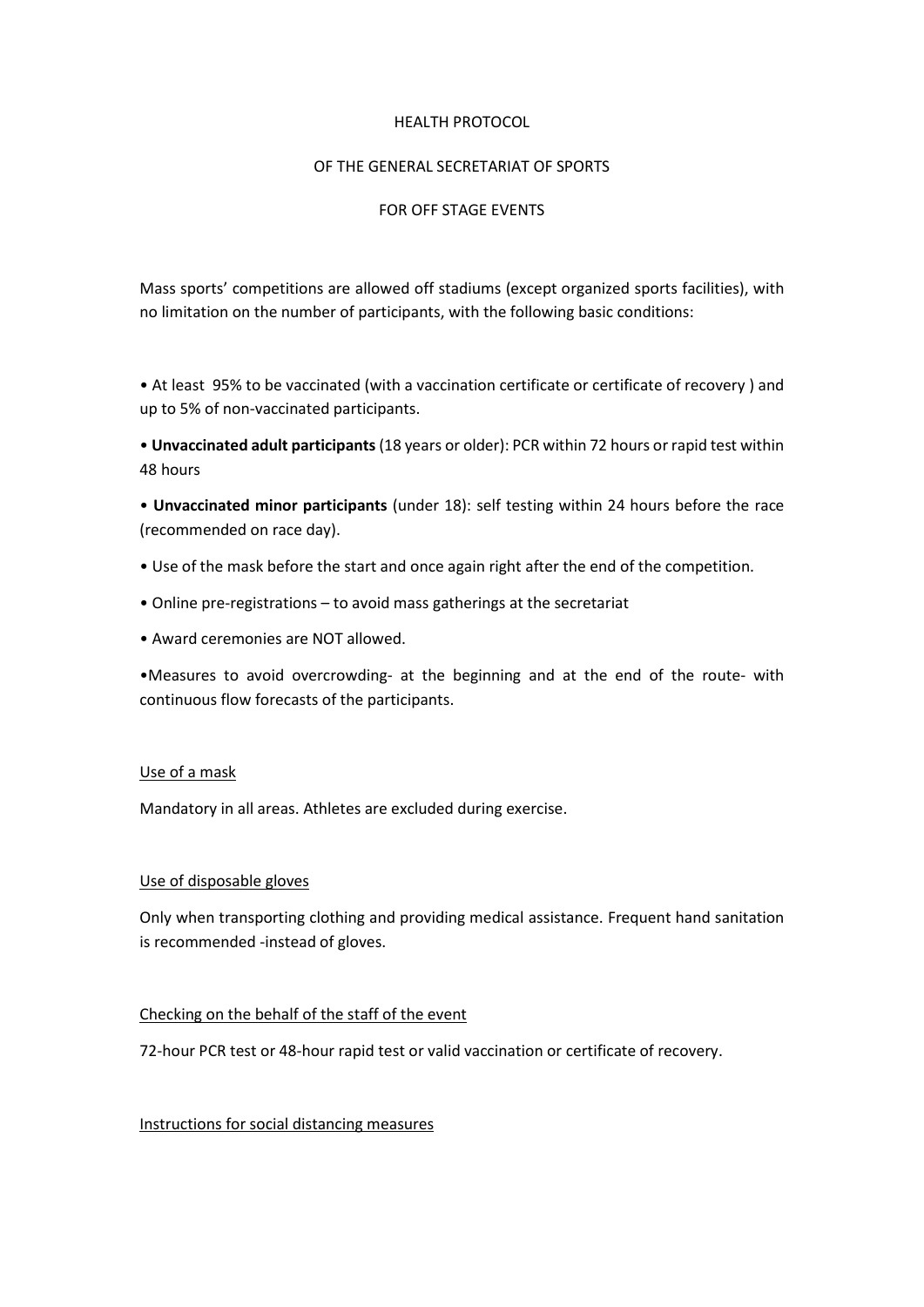# HEALTH PROTOCOL

# OF THE GENERAL SECRETARIAT OF SPORTS

# FOR OFF STAGE EVENTS

Mass sports' competitions are allowed off stadiums (except organized sports facilities), with no limitation on the number of participants, with the following basic conditions:

- At least 95% to be vaccinated (with a vaccination certificate or certificate of recovery ) and up to 5% of non-vaccinated participants.
- **Unvaccinated adult participants** (18 years or older): PCR within 72 hours or rapid test within 48 hours
- **Unvaccinated minor participants** (under 18): self testing within 24 hours before the race (recommended on race day).
- Use of the mask before the start and once again right after the end of the competition.
- Online pre-registrations – to avoid mass gatherings at the secretariat
- Award ceremonies are NOT allowed.
- Measures to avoid overcrowding- at the beginning and at the end of the route- with continuous flow forecasts of the participants.

## Use of a mask

Mandatory in all areas. Athletes are excluded during exercise.

## Use of disposable gloves

Only when transporting clothing and providing medical assistance. Frequent hand sanitation is recommended -instead of gloves.

## Checking on the behalf of the staff of the event

72-hour PCR test or 48-hour rapid test or valid vaccination or certificate of recovery.

## Instructions for social distancing measures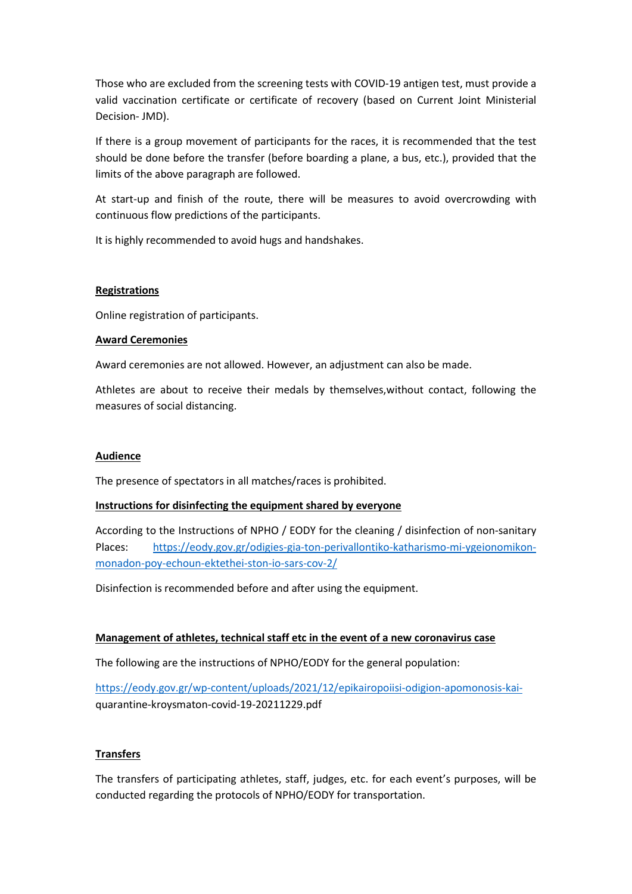Those who are excluded from the screening tests with COVID-19 antigen test, must provide a valid vaccination certificate or certificate of recovery (based on Current Joint Ministerial Decision- JMD).

If there is a group movement of participants for the races, it is recommended that the test should be done before the transfer (before boarding a plane, a bus, etc.), provided that the limits of the above paragraph are followed.

At start-up and finish of the route, there will be measures to avoid overcrowding with continuous flow predictions of the participants.

It is highly recommended to avoid hugs and handshakes.

**Registrations**

Online registration of participants.

**Award Ceremonies**

Award ceremonies are not allowed. However, an adjustment can also be made.

Athletes are about to receive their medals by themselves,without contact, following the measures of social distancing.

**Audience**

The presence of spectators in all matches/races is prohibited.

**Instructions for disinfecting the equipment shared by everyone**

According to the Instructions of NPHO / EODY for the cleaning / disinfection of non-sanitary Places: https://eody.gov.gr/odigies-gia-ton-perivallontiko-katharismo-mi-ygeionomikon-monadon-poy-echoun-ektethei-ston-io-sars-cov-2/

Disinfection is recommended before and after using the equipment.

**Management of athletes, technical staff etc in the event of a new coronavirus case**

The following are the instructions of NPHO/EODY for the general population:

https://eody.gov.gr/wp-content/uploads/2021/12/epikairopoiisi-odigion-apomonosis-kai-quarantine-kroysmaton-covid-19-20211229.pdf

**Transfers**

The transfers of participating athletes, staff, judges, etc. for each event's purposes, will be conducted regarding the protocols of NPHO/EODY for transportation.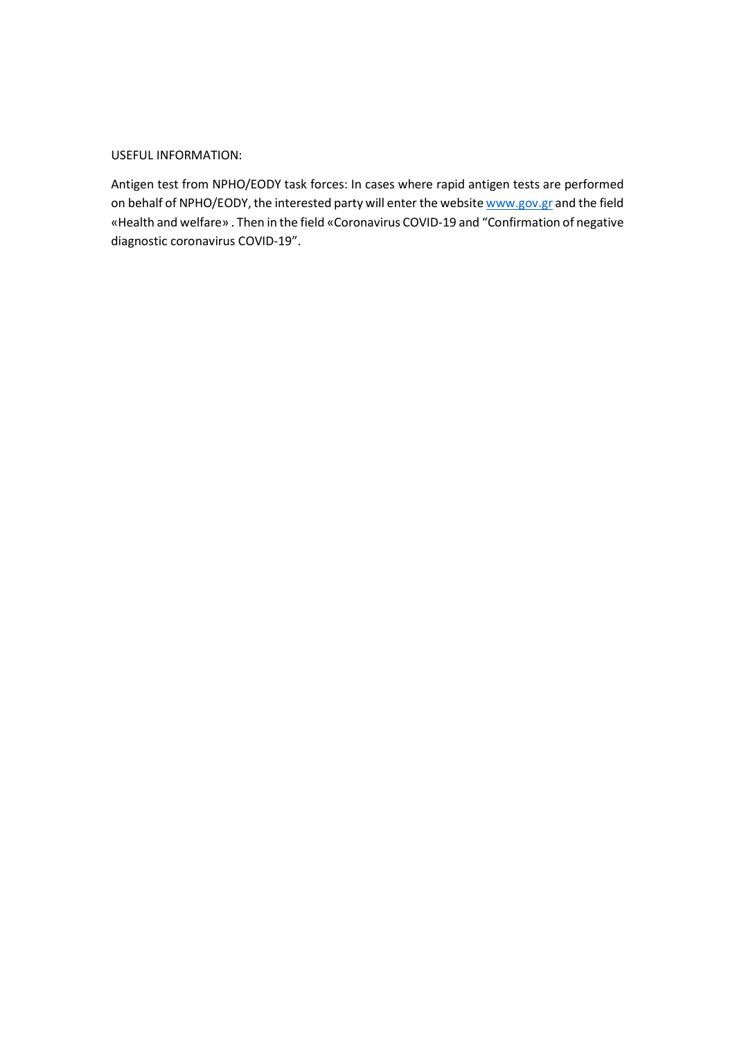USEFUL INFORMATION:

Antigen test from NPHO/EODY task forces: In cases where rapid antigen tests are performed on behalf of NPHO/EODY, the interested party will enter the website www.gov.gr and the field «Health and welfare» . Then in the field «Coronavirus COVID-19 and "Confirmation of negative diagnostic coronavirus COVID-19".